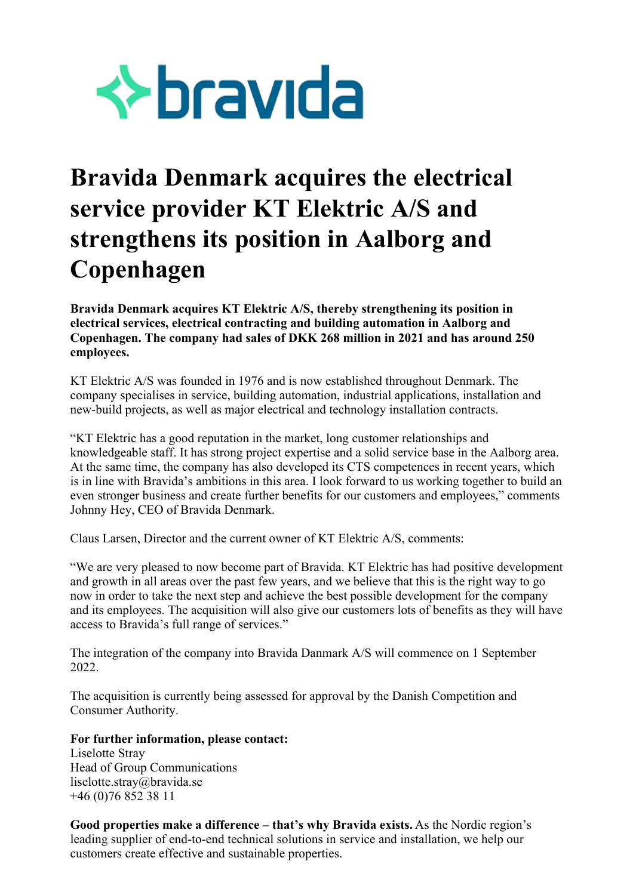# Bravida Denmark acquires the electrical service provider KT Elektric A/S and strengthens its position in Aalborg and Copenhagen

**Bravida Denmark acquires KT Elektric A/S, thereby strengthening its position in electrical services, electrical contracting and building automation in Aalborg and Copenhagen. The company had sales of DKK 268 million in 2021 and has around 250 employees.**

KT Elektric A/S was founded in 1976 and is now established throughout Denmark. The company specialises in service, building automation, industrial applications, installation and new-build projects, as well as major electrical and technology installation contracts.

"KT Elektric has a good reputation in the market, long customer relationships and knowledgeable staff. It has strong project expertise and a solid service base in the Aalborg area. At the same time, the company has also developed its CTS competences in recent years, which is in line with Bravida's ambitions in this area. I look forward to us working together to build an even stronger business and create further benefits for our customers and employees," comments Johnny Hey, CEO of Bravida Denmark.

Claus Larsen, Director and the current owner of KT Elektric A/S, comments:

"We are very pleased to now become part of Bravida. KT Elektric has had positive development and growth in all areas over the past few years, and we believe that this is the right way to go now in order to take the next step and achieve the best possible development for the company and its employees. The acquisition will also give our customers lots of benefits as they will have access to Bravida's full range of services."

The integration of the company into Bravida Danmark A/S will commence on 1 September 2022.

The acquisition is currently being assessed for approval by the Danish Competition and Consumer Authority.

**For further information, please contact:**
Liselotte Stray
Head of Group Communications
liselotte.stray@bravida.se
+46 (0)76 852 38 11

**Good properties make a difference – that's why Bravida exists.** As the Nordic region's leading supplier of end-to-end technical solutions in service and installation, we help our customers create effective and sustainable properties.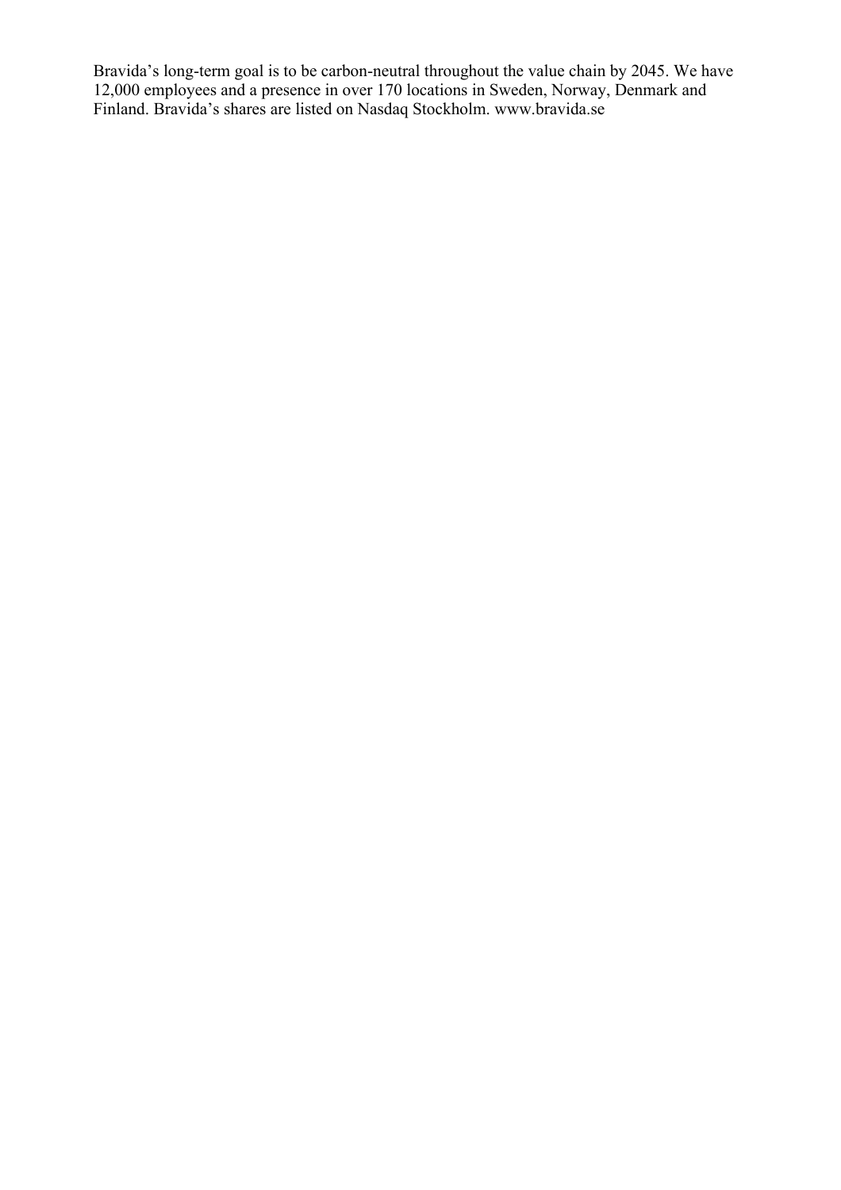Bravida's long-term goal is to be carbon-neutral throughout the value chain by 2045. We have 12,000 employees and a presence in over 170 locations in Sweden, Norway, Denmark and Finland. Bravida's shares are listed on Nasdaq Stockholm. www.bravida.se